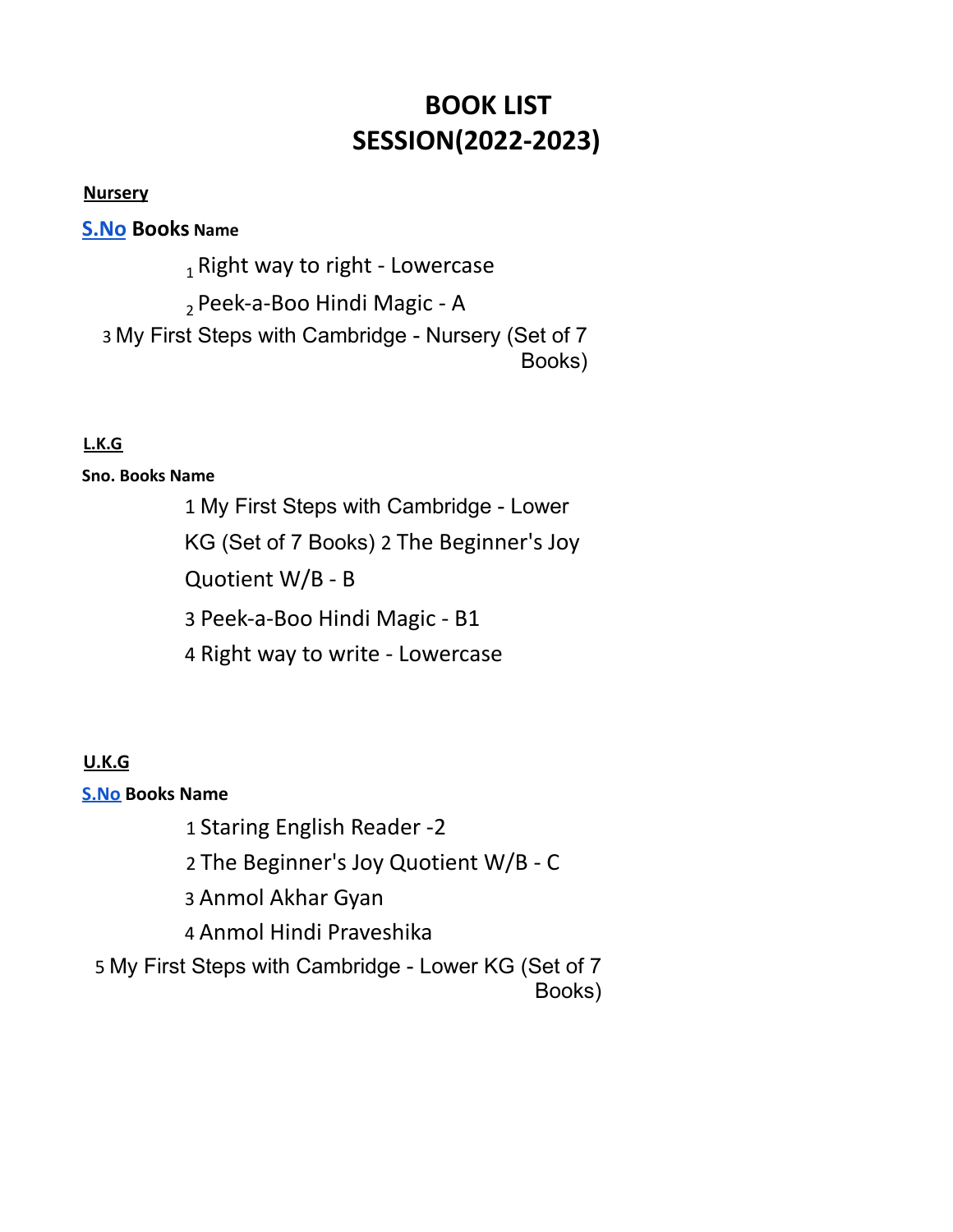# BOOK LIST
# SESSION(2022-2023)

**Nursery**

| S.No | Books Name |
| --- | --- |
| 1 | Right way to right - Lowercase |
| 2 | Peek-a-Boo Hindi Magic - A |
| 3 | My First Steps with Cambridge - Nursery (Set of 7 Books) |

**L.K.G**

| Sno. | Books Name |
| --- | --- |
| 1 | My First Steps with Cambridge - Lower KG (Set of 7 Books) |
| 2 | The Beginner's Joy Quotient W/B - B |
| 3 | Peek-a-Boo Hindi Magic - B1 |
| 4 | Right way to write - Lowercase |

**U.K.G**

| S.No | Books Name |
| --- | --- |
| 1 | Staring English Reader -2 |
| 2 | The Beginner's Joy Quotient W/B - C |
| 3 | Anmol Akhar Gyan |
| 4 | Anmol Hindi Praveshika |
| 5 | My First Steps with Cambridge - Lower KG (Set of 7 Books) |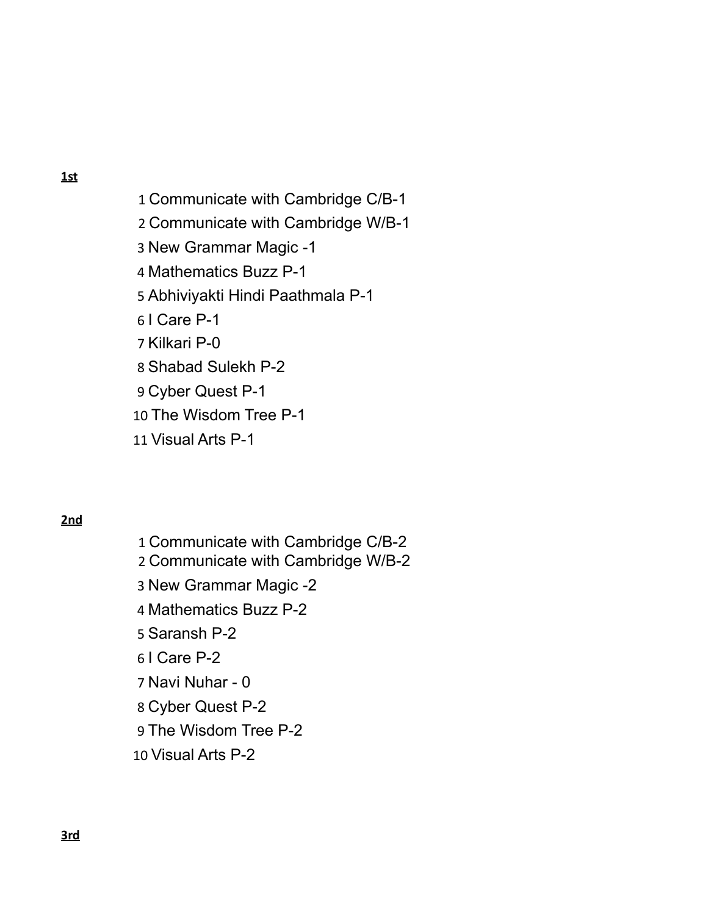**1st**

1. Communicate with Cambridge C/B-1
2. Communicate with Cambridge W/B-1
3. New Grammar Magic -1
4. Mathematics Buzz P-1
5. Abhiviyakti Hindi Paathmala P-1
6. I Care P-1
7. Kilkari P-0
8. Shabad Sulekh P-2
9. Cyber Quest P-1
10. The Wisdom Tree P-1
11. Visual Arts P-1

**2nd**

1. Communicate with Cambridge C/B-2
2. Communicate with Cambridge W/B-2
3. New Grammar Magic -2
4. Mathematics Buzz P-2
5. Saransh P-2
6. I Care P-2
7. Navi Nuhar - 0
8. Cyber Quest P-2
9. The Wisdom Tree P-2
10. Visual Arts P-2

**3rd**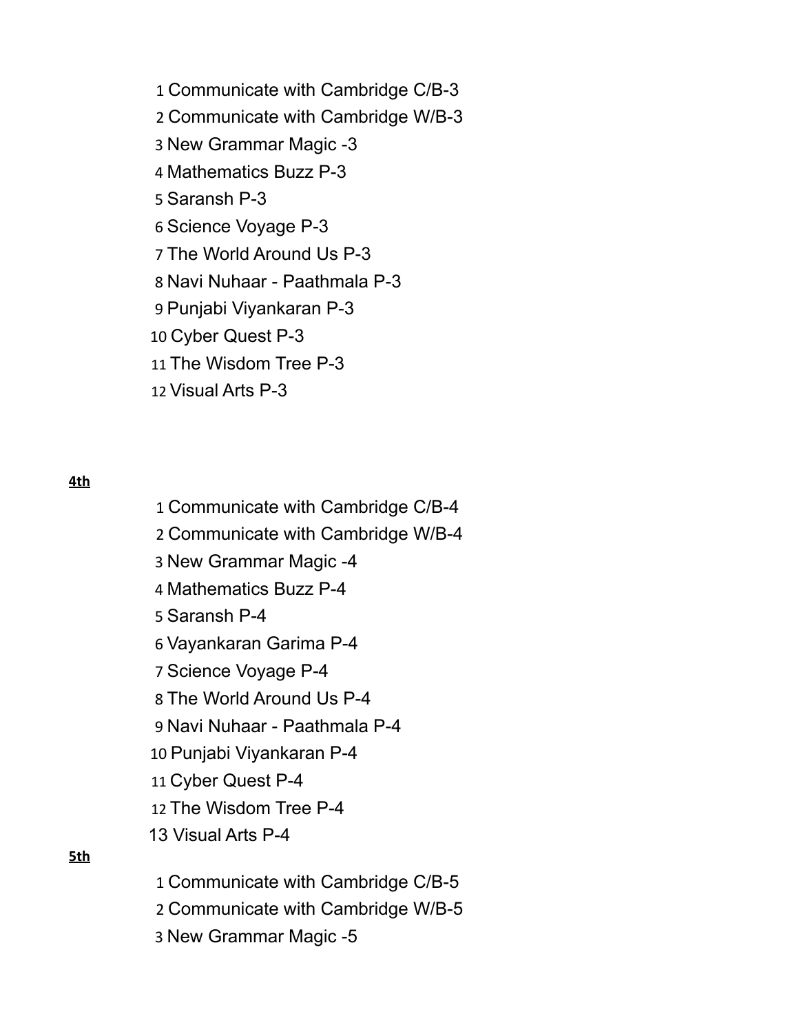1. Communicate with Cambridge C/B-3
2. Communicate with Cambridge W/B-3
3. New Grammar Magic -3
4. Mathematics Buzz P-3
5. Saransh P-3
6. Science Voyage P-3
7. The World Around Us P-3
8. Navi Nuhaar - Paathmala P-3
9. Punjabi Viyankaran P-3
10. Cyber Quest P-3
11. The Wisdom Tree P-3
12. Visual Arts P-3

**4th**

1. Communicate with Cambridge C/B-4
2. Communicate with Cambridge W/B-4
3. New Grammar Magic -4
4. Mathematics Buzz P-4
5. Saransh P-4
6. Vayankaran Garima P-4
7. Science Voyage P-4
8. The World Around Us P-4
9. Navi Nuhaar - Paathmala P-4
10. Punjabi Viyankaran P-4
11. Cyber Quest P-4
12. The Wisdom Tree P-4
13. Visual Arts P-4

**5th**

1. Communicate with Cambridge C/B-5
2. Communicate with Cambridge W/B-5
3. New Grammar Magic -5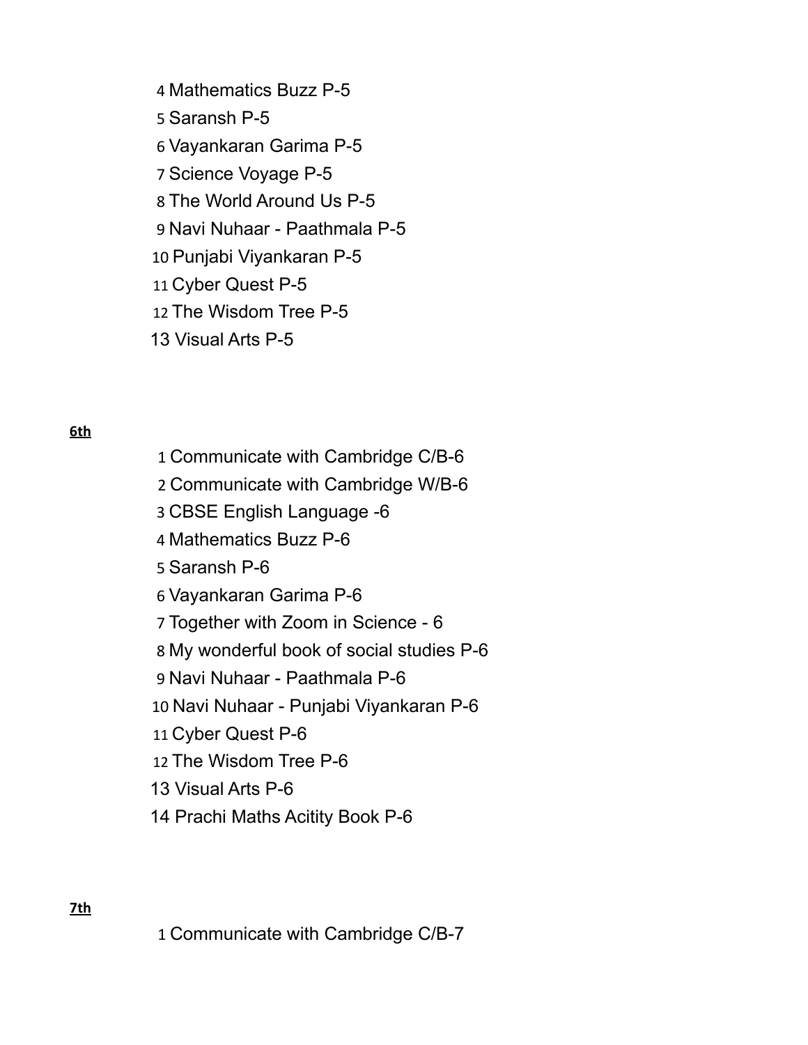4 Mathematics Buzz P-5
5 Saransh P-5
6 Vayankaran Garima P-5
7 Science Voyage P-5
8 The World Around Us P-5
9 Navi Nuhaar - Paathmala P-5
10 Punjabi Viyankaran P-5
11 Cyber Quest P-5
12 The Wisdom Tree P-5
13 Visual Arts P-5

**6th**

1 Communicate with Cambridge C/B-6
2 Communicate with Cambridge W/B-6
3 CBSE English Language -6
4 Mathematics Buzz P-6
5 Saransh P-6
6 Vayankaran Garima P-6
7 Together with Zoom in Science - 6
8 My wonderful book of social studies P-6
9 Navi Nuhaar - Paathmala P-6
10 Navi Nuhaar - Punjabi Viyankaran P-6
11 Cyber Quest P-6
12 The Wisdom Tree P-6
13 Visual Arts P-6
14 Prachi Maths Acitity Book P-6

**7th**

1 Communicate with Cambridge C/B-7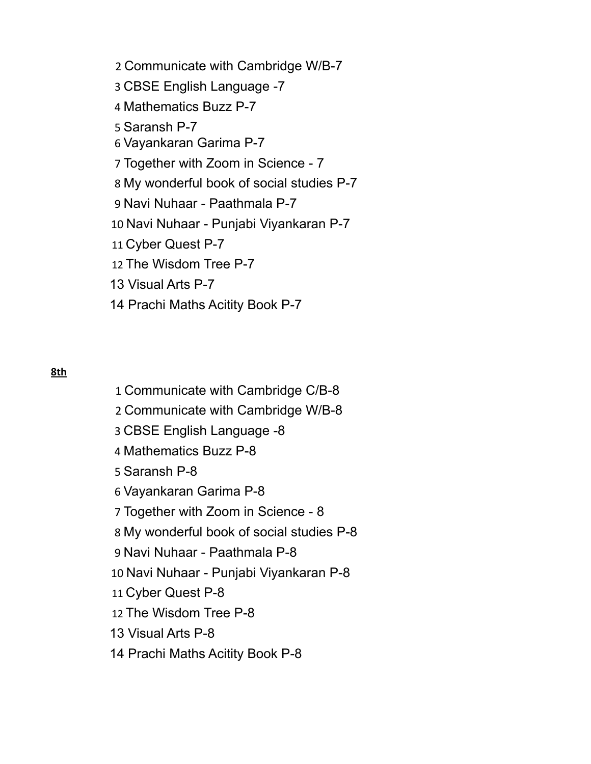2 Communicate with Cambridge W/B-7
3 CBSE English Language -7
4 Mathematics Buzz P-7
5 Saransh P-7
6 Vayankaran Garima P-7
7 Together with Zoom in Science - 7
8 My wonderful book of social studies P-7
9 Navi Nuhaar - Paathmala P-7
10 Navi Nuhaar - Punjabi Viyankaran P-7
11 Cyber Quest P-7
12 The Wisdom Tree P-7
13 Visual Arts P-7
14 Prachi Maths Acitity Book P-7

**8th**

1 Communicate with Cambridge C/B-8
2 Communicate with Cambridge W/B-8
3 CBSE English Language -8
4 Mathematics Buzz P-8
5 Saransh P-8
6 Vayankaran Garima P-8
7 Together with Zoom in Science - 8
8 My wonderful book of social studies P-8
9 Navi Nuhaar - Paathmala P-8
10 Navi Nuhaar - Punjabi Viyankaran P-8
11 Cyber Quest P-8
12 The Wisdom Tree P-8
13 Visual Arts P-8
14 Prachi Maths Acitity Book P-8